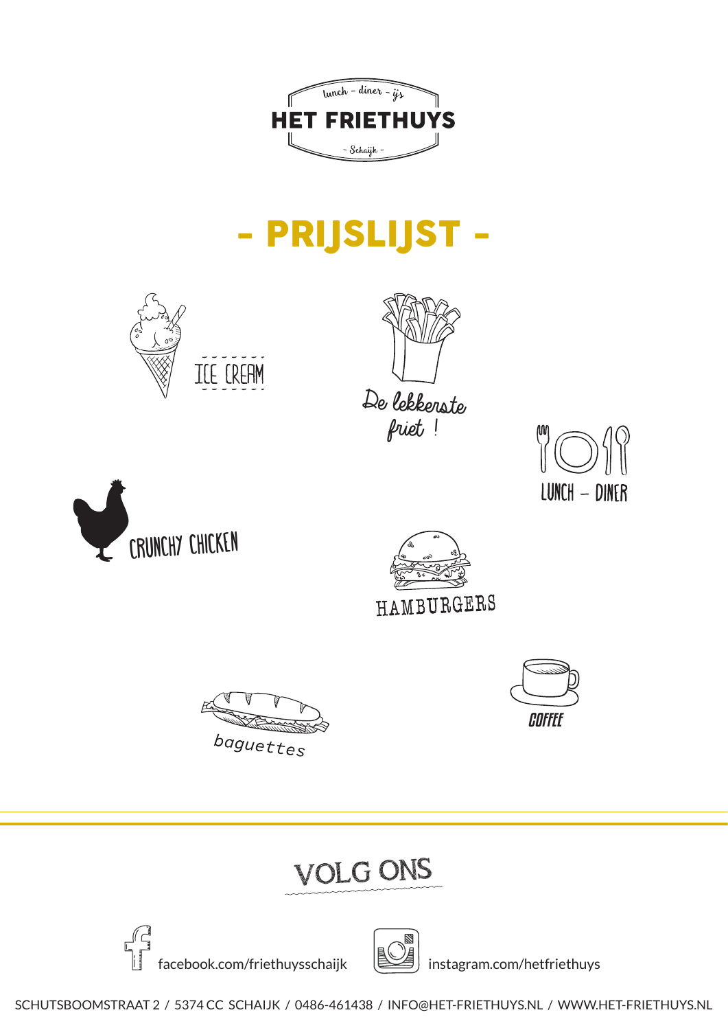lunch - diner - ijs

# HET FRIETHUYS

- Schaijk -

# - PRIJSLIJST -

ICE CREAM

De lekkerste friet !

LUNCH – DINER

CRUNCHY CHICKEN

HAMBURGERS

baguettes

COFFEE

## VOLG ONS

facebook.com/friethuysschaijk

instagram.com/hetfriethuys

SCHUTSBOOMSTRAAT 2 / 5374 CC SCHAIJK / 0486-461438 / INFO@HET-FRIETHUYS.NL / WWW.HET-FRIETHUYS.NL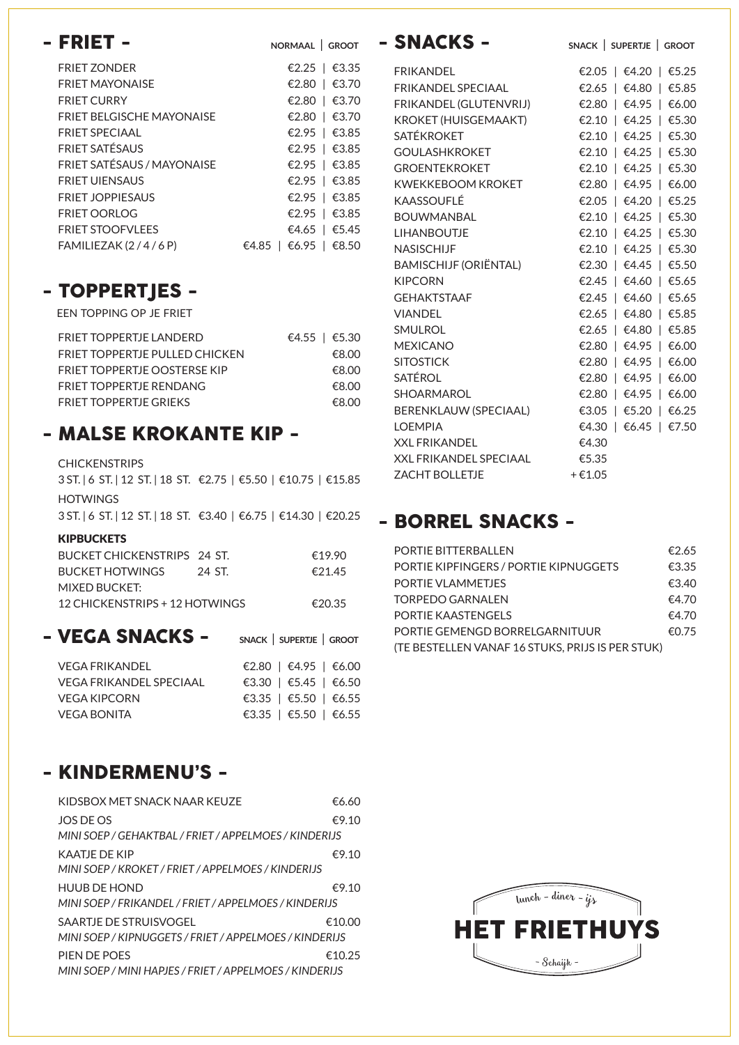## - FRIET -

| | NORMAAL | GROOT |
|---|---|---|
| FRIET ZONDER | €2.25 | €3.35 |
| FRIET MAYONAISE | €2.80 | €3.70 |
| FRIET CURRY | €2.80 | €3.70 |
| FRIET BELGISCHE MAYONAISE | €2.80 | €3.70 |
| FRIET SPECIAAL | €2.95 | €3.85 |
| FRIET SATÉSAUS | €2.95 | €3.85 |
| FRIET SATÉSAUS / MAYONAISE | €2.95 | €3.85 |
| FRIET UIENSAUS | €2.95 | €3.85 |
| FRIET JOPPIESAUS | €2.95 | €3.85 |
| FRIET OORLOG | €2.95 | €3.85 |
| FRIET STOOFVLEES | €4.65 | €5.45 |
| FAMILIEZAK (2 / 4 / 6 P) | €4.85 \| €6.95 | €8.50 |

## - TOPPERTJES -

EEN TOPPING OP JE FRIET

| | | |
|---|---|---|
| FRIET TOPPERTJE LANDERD | €4.55 | €5.30 |
| FRIET TOPPERTJE PULLED CHICKEN | | €8.00 |
| FRIET TOPPERTJE OOSTERSE KIP | | €8.00 |
| FRIET TOPPERTJE RENDANG | | €8.00 |
| FRIET TOPPERTJE GRIEKS | | €8.00 |

## - MALSE KROKANTE KIP -

CHICKENSTRIPS
3 ST. | 6 ST. | 12 ST. | 18 ST. €2.75 | €5.50 | €10.75 | €15.85

HOTWINGS
3 ST. | 6 ST. | 12 ST. | 18 ST. €3.40 | €6.75 | €14.30 | €20.25

**KIPBUCKETS**

| | | |
|---|---|---|
| BUCKET CHICKENSTRIPS | 24 ST. | €19.90 |
| BUCKET HOTWINGS | 24 ST. | €21.45 |
| MIXED BUCKET: 12 CHICKENSTRIPS + 12 HOTWINGS | | €20.35 |

## - VEGA SNACKS -

| | SNACK | SUPERTJE | GROOT |
|---|---|---|---|
| VEGA FRIKANDEL | €2.80 | €4.95 | €6.00 |
| VEGA FRIKANDEL SPECIAAL | €3.30 | €5.45 | €6.50 |
| VEGA KIPCORN | €3.35 | €5.50 | €6.55 |
| VEGA BONITA | €3.35 | €5.50 | €6.55 |

## - KINDERMENU'S -

KIDSBOX MET SNACK NAAR KEUZE €6.60

JOS DE OS €9.10
*MINI SOEP / GEHAKTBAL / FRIET / APPELMOES / KINDERIJS*

KAATJE DE KIP €9.10
*MINI SOEP / KROKET / FRIET / APPELMOES / KINDERIJS*

HUUB DE HOND €9.10
*MINI SOEP / FRIKANDEL / FRIET / APPELMOES / KINDERIJS*

SAARTJE DE STRUISVOGEL €10.00
*MINI SOEP / KIPNUGGETS / FRIET / APPELMOES / KINDERIJS*

PIEN DE POES €10.25
*MINI SOEP / MINI HAPJES / FRIET / APPELMOES / KINDERIJS*

## - SNACKS -

| | SNACK | SUPERTJE | GROOT |
|---|---|---|---|
| FRIKANDEL | €2.05 | €4.20 | €5.25 |
| FRIKANDEL SPECIAAL | €2.65 | €4.80 | €5.85 |
| FRIKANDEL (GLUTENVRIJ) | €2.80 | €4.95 | €6.00 |
| KROKET (HUISGEMAAKT) | €2.10 | €4.25 | €5.30 |
| SATÉKROKET | €2.10 | €4.25 | €5.30 |
| GOULASHKROKET | €2.10 | €4.25 | €5.30 |
| GROENTEKROKET | €2.10 | €4.25 | €5.30 |
| KWEKKEBOOM KROKET | €2.80 | €4.95 | €6.00 |
| KAASSOUFLÉ | €2.05 | €4.20 | €5.25 |
| BOUWMANBAL | €2.10 | €4.25 | €5.30 |
| LIHANBOUTJE | €2.10 | €4.25 | €5.30 |
| NASISCHIJF | €2.10 | €4.25 | €5.30 |
| BAMISCHIJF (ORIËNTAL) | €2.30 | €4.45 | €5.50 |
| KIPCORN | €2.45 | €4.60 | €5.65 |
| GEHAKTSTAAF | €2.45 | €4.60 | €5.65 |
| VIANDEL | €2.65 | €4.80 | €5.85 |
| SMULROL | €2.65 | €4.80 | €5.85 |
| MEXICANO | €2.80 | €4.95 | €6.00 |
| SITOSTICK | €2.80 | €4.95 | €6.00 |
| SATÉROL | €2.80 | €4.95 | €6.00 |
| SHOARMAROL | €2.80 | €4.95 | €6.00 |
| BERENKLAUW (SPECIAAL) | €3.05 | €5.20 | €6.25 |
| LOEMPIA | €4.30 | €6.45 | €7.50 |
| XXL FRIKANDEL | €4.30 | | |
| XXL FRIKANDEL SPECIAAL | €5.35 | | |
| ZACHT BOLLETJE | + €1.05 | | |

## - BORREL SNACKS -

| | |
|---|---|
| PORTIE BITTERBALLEN | €2.65 |
| PORTIE KIPFINGERS / PORTIE KIPNUGGETS | €3.35 |
| PORTIE VLAMMETJES | €3.40 |
| TORPEDO GARNALEN | €4.70 |
| PORTIE KAASTENGELS | €4.70 |
| PORTIE GEMENGD BORRELGARNITUUR | €0.75 |

(TE BESTELLEN VANAF 16 STUKS, PRIJS IS PER STUK)

lunch - diner - ijs

**HET FRIETHUYS**

- Schaijk -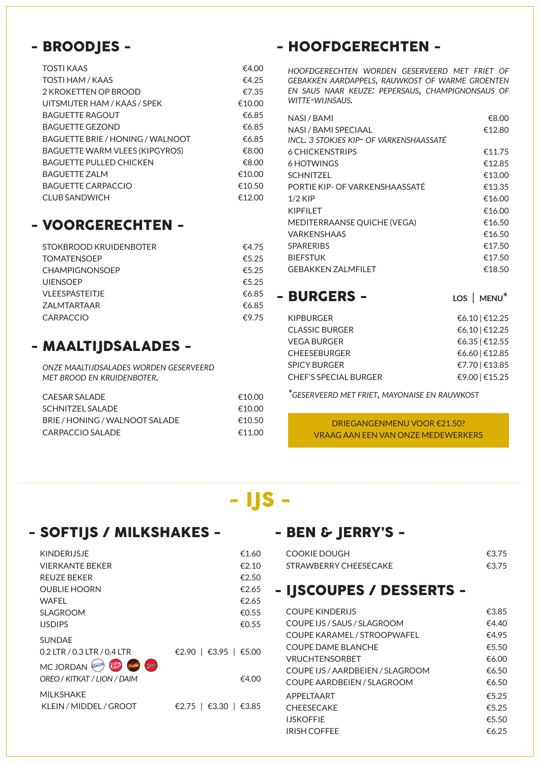## - BROODJES -

| | |
|---|---|
| TOSTI KAAS | €4.00 |
| TOSTI HAM / KAAS | €4.25 |
| 2 KROKETTEN OP BROOD | €7.35 |
| UITSMIJTER HAM / KAAS / SPEK | €10.00 |
| BAGUETTE RAGOUT | €6.85 |
| BAGUETTE GEZOND | €6.85 |
| BAGUETTE BRIE / HONING / WALNOOT | €6.85 |
| BAGUETTE WARM VLEES (KIPGYROS) | €8.00 |
| BAGUETTE PULLED CHICKEN | €8.00 |
| BAGUETTE ZALM | €10.00 |
| BAGUETTE CARPACCIO | €10.50 |
| CLUB SANDWICH | €12.00 |

## - VOORGERECHTEN -

| | |
|---|---|
| STOKBROOD KRUIDENBOTER | €4.75 |
| TOMATENSOEP | €5.25 |
| CHAMPIGNONSOEP | €5.25 |
| UIENSOEP | €5.25 |
| VLEESPASTEITJE | €6.85 |
| ZALMTARTAAR | €6.85 |
| CARPACCIO | €9.75 |

## - MAALTIJDSALADES -

*ONZE MAALTIJDSALADES WORDEN GESERVEERD MET BROOD EN KRUIDENBOTER.*

| | |
|---|---|
| CAESAR SALADE | €10.00 |
| SCHNITZEL SALADE | €10.00 |
| BRIE / HONING / WALNOOT SALADE | €10.50 |
| CARPACCIO SALADE | €11.00 |

## - HOOFDGERECHTEN -

*HOOFDGERECHTEN WORDEN GESERVEERD MET FRIET OF GEBAKKEN AARDAPPELS, RAUWKOST OF WARME GROENTEN EN SAUS NAAR KEUZE: PEPERSAUS, CHAMPIGNONSAUS OF WITTE-WIJNSAUS.*

| | |
|---|---|
| NASI / BAMI | €8.00 |
| NASI / BAMI SPECIAAL<br>*INCL. 3 STOKJES KIP- OF VARKENSHAASSATÉ* | €12.80 |
| 6 CHICKENSTRIPS | €11.75 |
| 6 HOTWINGS | €12.85 |
| SCHNITZEL | €13.00 |
| PORTIE KIP- OF VARKENSHAASSATÉ | €13.35 |
| 1/2 KIP | €16.00 |
| KIPFILET | €16.00 |
| MEDITERRAANSE QUICHE (VEGA) | €16.50 |
| VARKENSHAAS | €16.50 |
| SPARERIBS | €17.50 |
| BIEFSTUK | €17.50 |
| GEBAKKEN ZALMFILET | €18.50 |

## - BURGERS -

| | LOS | MENU* |
|---|---|---|
| KIPBURGER | €6.10 | €12.25 |
| CLASSIC BURGER | €6.10 | €12.25 |
| VEGA BURGER | €6.35 | €12.55 |
| CHEESEBURGER | €6.60 | €12.85 |
| SPICY BURGER | €7.70 | €13.85 |
| CHEF'S SPECIAL BURGER | €9.00 | €15.25 |

*GESERVEERD MET FRIET, MAYONAISE EN RAUWKOST

DRIEGANGENMENU VOOR €21.50?
VRAAG AAN EEN VAN ONZE MEDEWERKERS

# - IJS -

## - SOFTIJS / MILKSHAKES -

| | |
|---|---|
| KINDERIJSJE | €1.60 |
| VIERKANTE BEKER | €2.10 |
| REUZE BEKER | €2.50 |
| OUBLIE HOORN | €2.65 |
| WAFEL | €2.65 |
| SLAGROOM | €0.55 |
| IJSDIPS | €0.55 |
| SUNDAE<br>0.2 LTR / 0.3 LTR / 0.4 LTR | €2.90 \| €3.95 \| €5.00 |
| MC JORDAN<br>*OREO / KITKAT / LION / DAIM* | €4.00 |
| MILKSHAKE<br>KLEIN / MIDDEL / GROOT | €2.75 \| €3.30 \| €3.85 |

## - BEN & JERRY'S -

| | |
|---|---|
| COOKIE DOUGH | €3.75 |
| STRAWBERRY CHEESECAKE | €3.75 |

## - IJSCOUPES / DESSERTS -

| | |
|---|---|
| COUPE KINDERIJS | €3.85 |
| COUPE IJS / SAUS / SLAGROOM | €4.40 |
| COUPE KARAMEL / STROOPWAFEL | €4.95 |
| COUPE DAME BLANCHE | €5.50 |
| VRUCHTENSORBET | €6.00 |
| COUPE IJS / AARDBEIEN / SLAGROOM | €6.50 |
| COUPE AARDBEIEN / SLAGROOM | €6.50 |
| APPELTAART | €5.25 |
| CHEESECAKE | €5.25 |
| IJSKOFFIE | €5.50 |
| IRISH COFFEE | €6.25 |